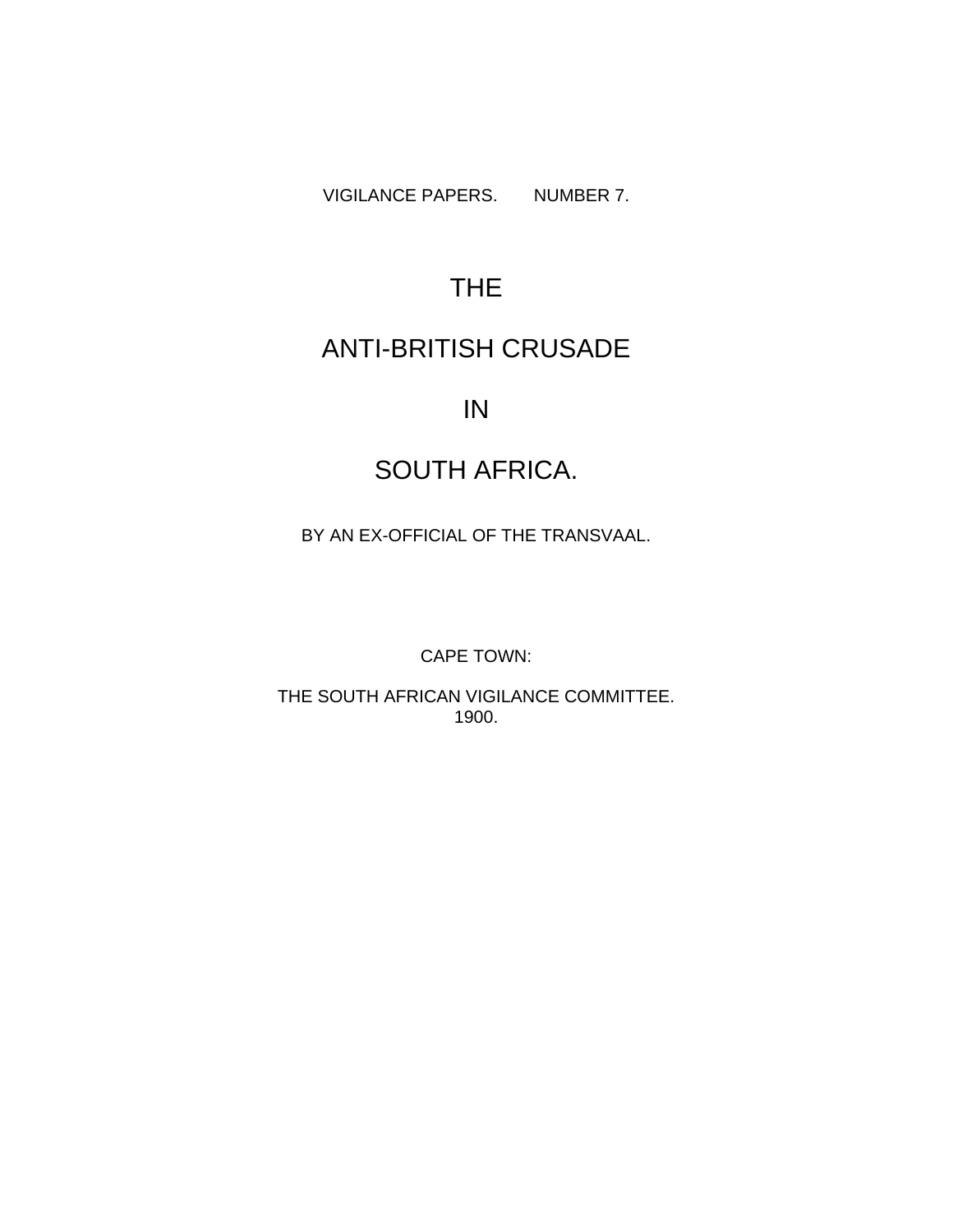VIGILANCE PAPERS. NUMBER 7.

# THE

# ANTI-BRITISH CRUSADE

# IN

# SOUTH AFRICA.

BY AN EX-OFFICIAL OF THE TRANSVAAL.

CAPE TOWN:

THE SOUTH AFRICAN VIGILANCE COMMITTEE.
1900.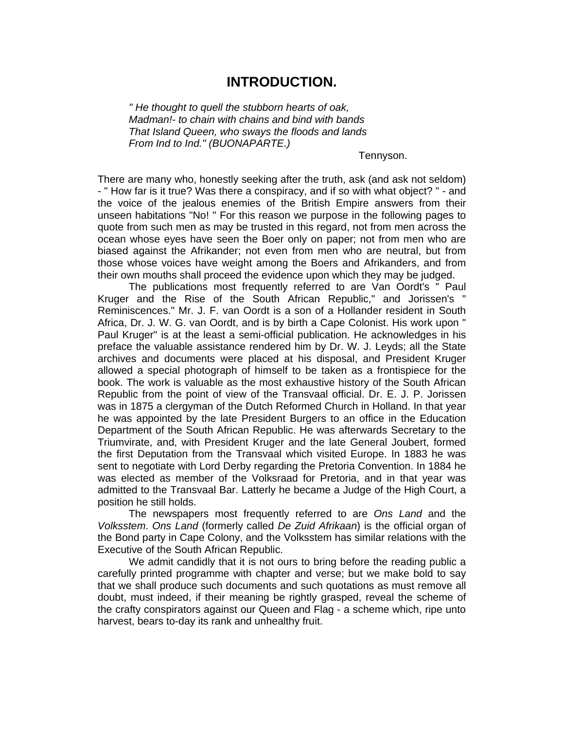# INTRODUCTION.

*" He thought to quell the stubborn hearts of oak,*
*Madman!- to chain with chains and bind with bands*
*That Island Queen, who sways the floods and lands*
*From Ind to Ind." (BUONAPARTE.)*

Tennyson.

There are many who, honestly seeking after the truth, ask (and ask not seldom) - " How far is it true? Was there a conspiracy, and if so with what object? " - and the voice of the jealous enemies of the British Empire answers from their unseen habitations "No! " For this reason we purpose in the following pages to quote from such men as may be trusted in this regard, not from men across the ocean whose eyes have seen the Boer only on paper; not from men who are biased against the Afrikander; not even from men who are neutral, but from those whose voices have weight among the Boers and Afrikanders, and from their own mouths shall proceed the evidence upon which they may be judged.

The publications most frequently referred to are Van Oordt's " Paul Kruger and the Rise of the South African Republic," and Jorissen's " Reminiscences." Mr. J. F. van Oordt is a son of a Hollander resident in South Africa, Dr. J. W. G. van Oordt, and is by birth a Cape Colonist. His work upon " Paul Kruger" is at the least a semi-official publication. He acknowledges in his preface the valuable assistance rendered him by Dr. W. J. Leyds; all the State archives and documents were placed at his disposal, and President Kruger allowed a special photograph of himself to be taken as a frontispiece for the book. The work is valuable as the most exhaustive history of the South African Republic from the point of view of the Transvaal official. Dr. E. J. P. Jorissen was in 1875 a clergyman of the Dutch Reformed Church in Holland. In that year he was appointed by the late President Burgers to an office in the Education Department of the South African Republic. He was afterwards Secretary to the Triumvirate, and, with President Kruger and the late General Joubert, formed the first Deputation from the Transvaal which visited Europe. In 1883 he was sent to negotiate with Lord Derby regarding the Pretoria Convention. In 1884 he was elected as member of the Volksraad for Pretoria, and in that year was admitted to the Transvaal Bar. Latterly he became a Judge of the High Court, a position he still holds.

The newspapers most frequently referred to are *Ons Land* and the *Volksstem*. *Ons Land* (formerly called *De Zuid Afrikaan*) is the official organ of the Bond party in Cape Colony, and the Volksstem has similar relations with the Executive of the South African Republic.

We admit candidly that it is not ours to bring before the reading public a carefully printed programme with chapter and verse; but we make bold to say that we shall produce such documents and such quotations as must remove all doubt, must indeed, if their meaning be rightly grasped, reveal the scheme of the crafty conspirators against our Queen and Flag - a scheme which, ripe unto harvest, bears to-day its rank and unhealthy fruit.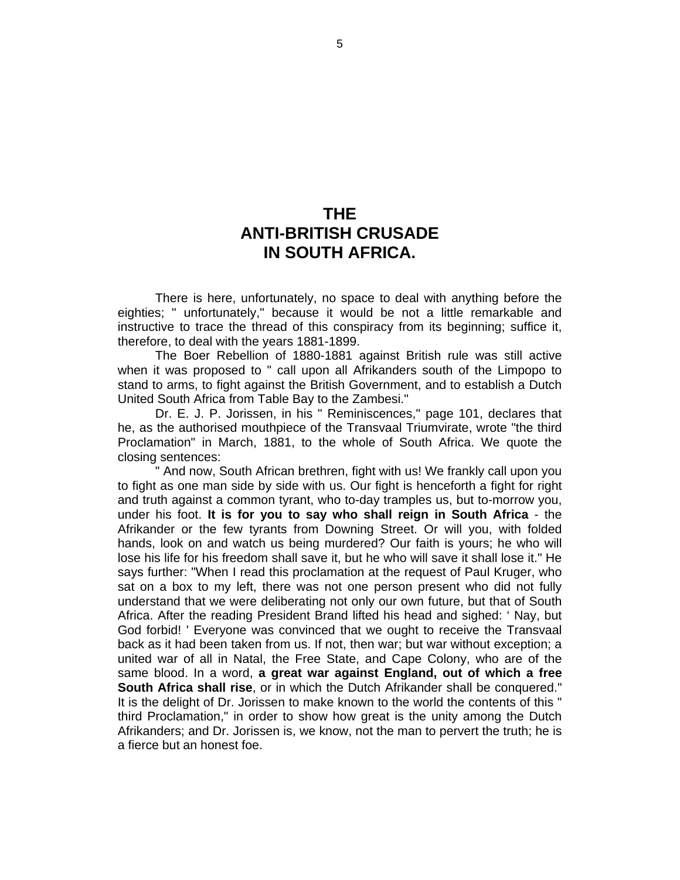# THE ANTI-BRITISH CRUSADE IN SOUTH AFRICA.

There is here, unfortunately, no space to deal with anything before the eighties; " unfortunately," because it would be not a little remarkable and instructive to trace the thread of this conspiracy from its beginning; suffice it, therefore, to deal with the years 1881-1899.

The Boer Rebellion of 1880-1881 against British rule was still active when it was proposed to " call upon all Afrikanders south of the Limpopo to stand to arms, to fight against the British Government, and to establish a Dutch United South Africa from Table Bay to the Zambesi."

Dr. E. J. P. Jorissen, in his " Reminiscences," page 101, declares that he, as the authorised mouthpiece of the Transvaal Triumvirate, wrote "the third Proclamation" in March, 1881, to the whole of South Africa. We quote the closing sentences:

" And now, South African brethren, fight with us! We frankly call upon you to fight as one man side by side with us. Our fight is henceforth a fight for right and truth against a common tyrant, who to-day tramples us, but to-morrow you, under his foot. **It is for you to say who shall reign in South Africa** - the Afrikander or the few tyrants from Downing Street. Or will you, with folded hands, look on and watch us being murdered? Our faith is yours; he who will lose his life for his freedom shall save it, but he who will save it shall lose it." He says further: "When I read this proclamation at the request of Paul Kruger, who sat on a box to my left, there was not one person present who did not fully understand that we were deliberating not only our own future, but that of South Africa. After the reading President Brand lifted his head and sighed: ' Nay, but God forbid! ' Everyone was convinced that we ought to receive the Transvaal back as it had been taken from us. If not, then war; but war without exception; a united war of all in Natal, the Free State, and Cape Colony, who are of the same blood. In a word, **a great war against England, out of which a free South Africa shall rise**, or in which the Dutch Afrikander shall be conquered." It is the delight of Dr. Jorissen to make known to the world the contents of this " third Proclamation," in order to show how great is the unity among the Dutch Afrikanders; and Dr. Jorissen is, we know, not the man to pervert the truth; he is a fierce but an honest foe.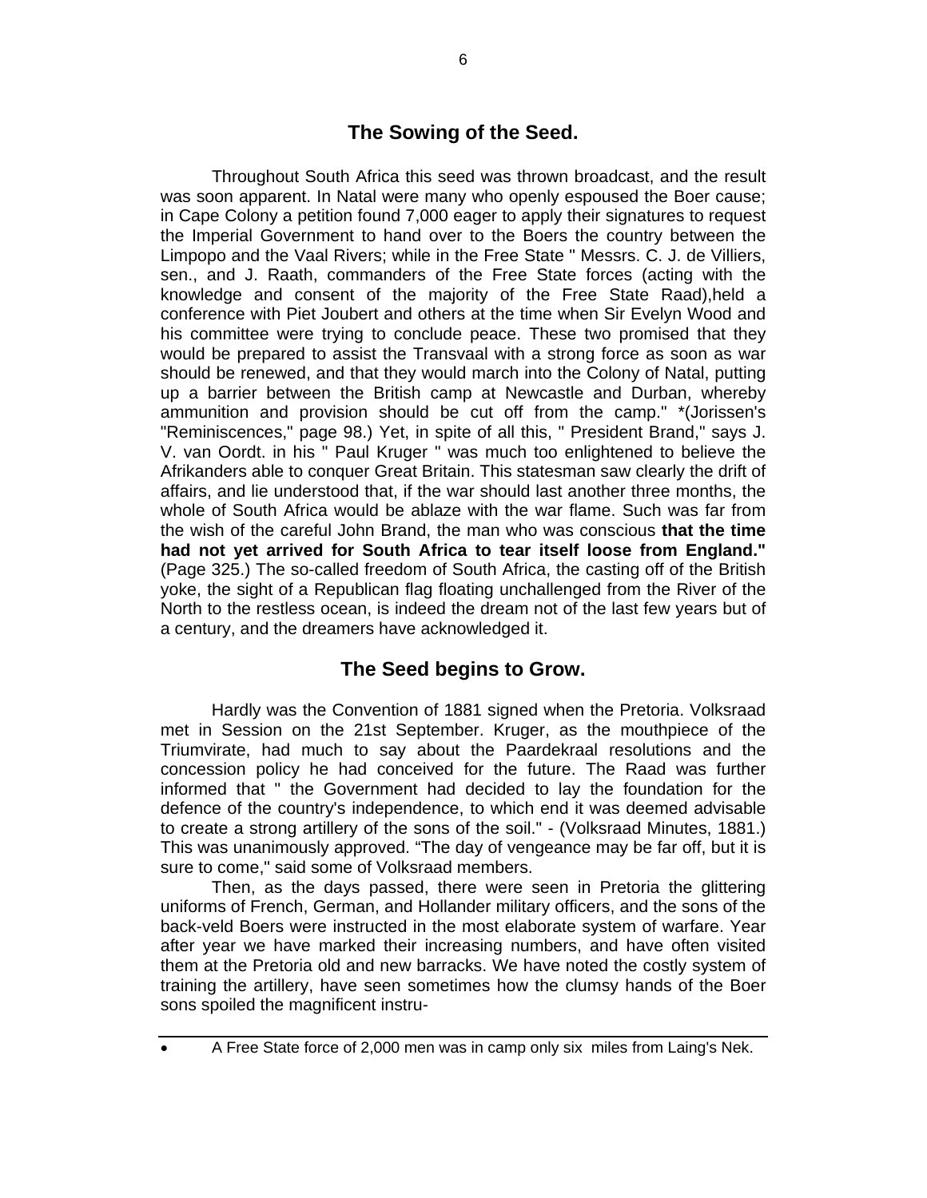## The Sowing of the Seed.

Throughout South Africa this seed was thrown broadcast, and the result was soon apparent. In Natal were many who openly espoused the Boer cause; in Cape Colony a petition found 7,000 eager to apply their signatures to request the Imperial Government to hand over to the Boers the country between the Limpopo and the Vaal Rivers; while in the Free State " Messrs. C. J. de Villiers, sen., and J. Raath, commanders of the Free State forces (acting with the knowledge and consent of the majority of the Free State Raad),held a conference with Piet Joubert and others at the time when Sir Evelyn Wood and his committee were trying to conclude peace. These two promised that they would be prepared to assist the Transvaal with a strong force as soon as war should be renewed, and that they would march into the Colony of Natal, putting up a barrier between the British camp at Newcastle and Durban, whereby ammunition and provision should be cut off from the camp." *(Jorissen's "Reminiscences," page 98.) Yet, in spite of all this, " President Brand," says J. V. van Oordt. in his " Paul Kruger " was much too enlightened to believe the Afrikanders able to conquer Great Britain. This statesman saw clearly the drift of affairs, and lie understood that, if the war should last another three months, the whole of South Africa would be ablaze with the war flame. Such was far from the wish of the careful John Brand, the man who was conscious **that the time had not yet arrived for South Africa to tear itself loose from England."** (Page 325.) The so-called freedom of South Africa, the casting off of the British yoke, the sight of a Republican flag floating unchallenged from the River of the North to the restless ocean, is indeed the dream not of the last few years but of a century, and the dreamers have acknowledged it.

## The Seed begins to Grow.

Hardly was the Convention of 1881 signed when the Pretoria. Volksraad met in Session on the 21st September. Kruger, as the mouthpiece of the Triumvirate, had much to say about the Paardekraal resolutions and the concession policy he had conceived for the future. The Raad was further informed that " the Government had decided to lay the foundation for the defence of the country's independence, to which end it was deemed advisable to create a strong artillery of the sons of the soil." - (Volksraad Minutes, 1881.) This was unanimously approved. “The day of vengeance may be far off, but it is sure to come," said some of Volksraad members.

Then, as the days passed, there were seen in Pretoria the glittering uniforms of French, German, and Hollander military officers, and the sons of the back-veld Boers were instructed in the most elaborate system of warfare. Year after year we have marked their increasing numbers, and have often visited them at the Pretoria old and new barracks. We have noted the costly system of training the artillery, have seen sometimes how the clumsy hands of the Boer sons spoiled the magnificent instru-

---

- A Free State force of 2,000 men was in camp only six miles from Laing's Nek.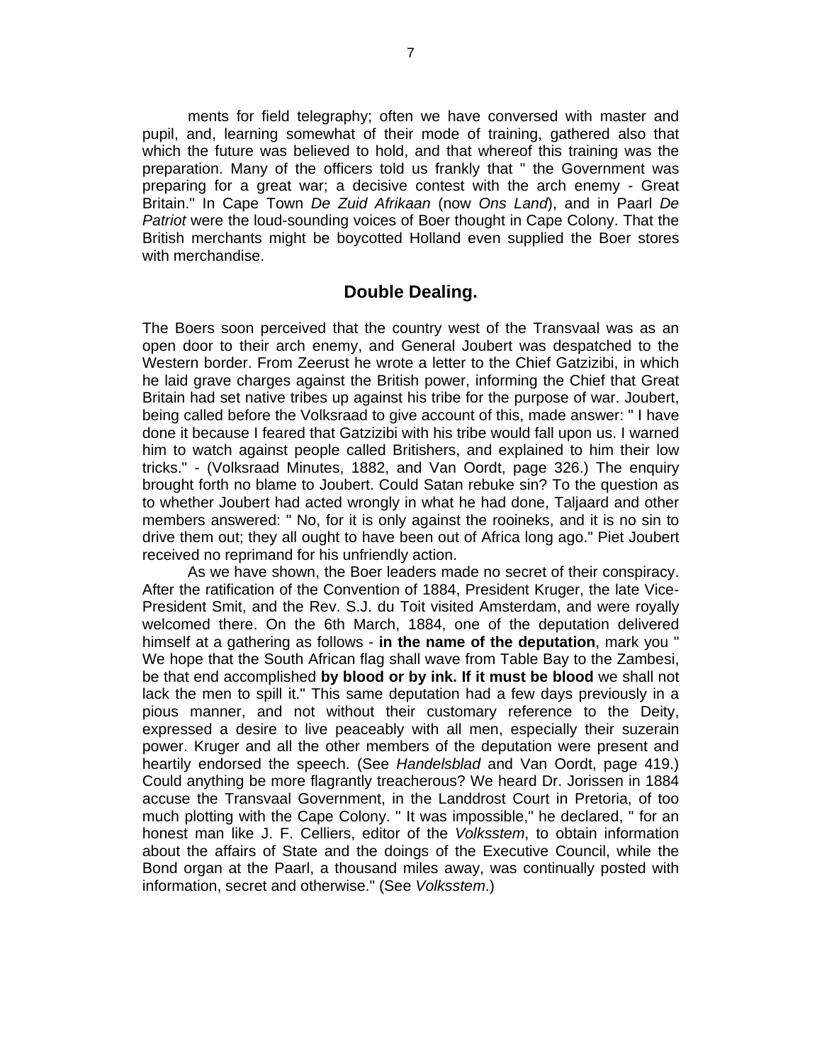ments for field telegraphy; often we have conversed with master and pupil, and, learning somewhat of their mode of training, gathered also that which the future was believed to hold, and that whereof this training was the preparation. Many of the officers told us frankly that " the Government was preparing for a great war; a decisive contest with the arch enemy - Great Britain." In Cape Town *De Zuid Afrikaan* (now *Ons Land*), and in Paarl *De Patriot* were the loud-sounding voices of Boer thought in Cape Colony. That the British merchants might be boycotted Holland even supplied the Boer stores with merchandise.

## Double Dealing.

The Boers soon perceived that the country west of the Transvaal was as an open door to their arch enemy, and General Joubert was despatched to the Western border. From Zeerust he wrote a letter to the Chief Gatzizibi, in which he laid grave charges against the British power, informing the Chief that Great Britain had set native tribes up against his tribe for the purpose of war. Joubert, being called before the Volksraad to give account of this, made answer: " I have done it because I feared that Gatzizibi with his tribe would fall upon us. I warned him to watch against people called Britishers, and explained to him their low tricks." - (Volksraad Minutes, 1882, and Van Oordt, page 326.) The enquiry brought forth no blame to Joubert. Could Satan rebuke sin? To the question as to whether Joubert had acted wrongly in what he had done, Taljaard and other members answered: " No, for it is only against the rooineks, and it is no sin to drive them out; they all ought to have been out of Africa long ago." Piet Joubert received no reprimand for his unfriendly action.

As we have shown, the Boer leaders made no secret of their conspiracy. After the ratification of the Convention of 1884, President Kruger, the late Vice-President Smit, and the Rev. S.J. du Toit visited Amsterdam, and were royally welcomed there. On the 6th March, 1884, one of the deputation delivered himself at a gathering as follows - **in the name of the deputation**, mark you " We hope that the South African flag shall wave from Table Bay to the Zambesi, be that end accomplished **by blood or by ink. If it must be blood** we shall not lack the men to spill it." This same deputation had a few days previously in a pious manner, and not without their customary reference to the Deity, expressed a desire to live peaceably with all men, especially their suzerain power. Kruger and all the other members of the deputation were present and heartily endorsed the speech. (See *Handelsblad* and Van Oordt, page 419.) Could anything be more flagrantly treacherous? We heard Dr. Jorissen in 1884 accuse the Transvaal Government, in the Landdrost Court in Pretoria, of too much plotting with the Cape Colony. " It was impossible," he declared, " for an honest man like J. F. Celliers, editor of the *Volksstem*, to obtain information about the affairs of State and the doings of the Executive Council, while the Bond organ at the Paarl, a thousand miles away, was continually posted with information, secret and otherwise." (See *Volksstem*.)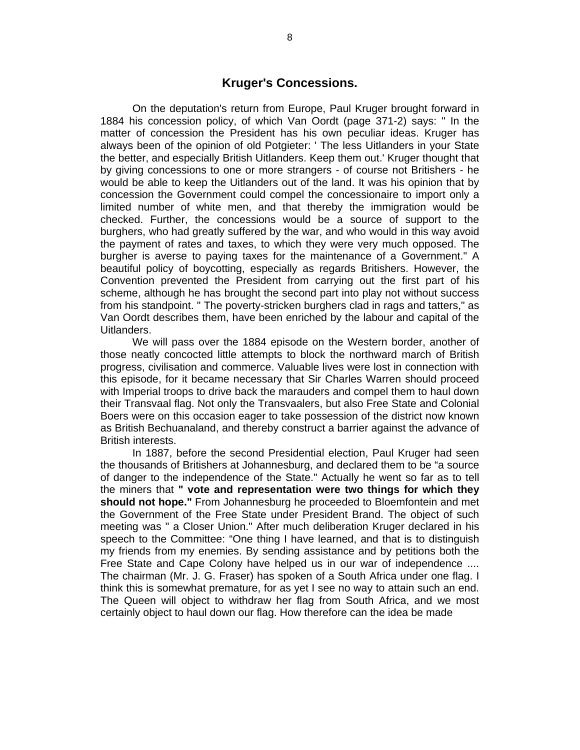## Kruger's Concessions.

On the deputation's return from Europe, Paul Kruger brought forward in 1884 his concession policy, of which Van Oordt (page 371-2) says: " In the matter of concession the President has his own peculiar ideas. Kruger has always been of the opinion of old Potgieter: ' The less Uitlanders in your State the better, and especially British Uitlanders. Keep them out.' Kruger thought that by giving concessions to one or more strangers - of course not Britishers - he would be able to keep the Uitlanders out of the land. It was his opinion that by concession the Government could compel the concessionaire to import only a limited number of white men, and that thereby the immigration would be checked. Further, the concessions would be a source of support to the burghers, who had greatly suffered by the war, and who would in this way avoid the payment of rates and taxes, to which they were very much opposed. The burgher is averse to paying taxes for the maintenance of a Government." A beautiful policy of boycotting, especially as regards Britishers. However, the Convention prevented the President from carrying out the first part of his scheme, although he has brought the second part into play not without success from his standpoint. " The poverty-stricken burghers clad in rags and tatters," as Van Oordt describes them, have been enriched by the labour and capital of the Uitlanders.

We will pass over the 1884 episode on the Western border, another of those neatly concocted little attempts to block the northward march of British progress, civilisation and commerce. Valuable lives were lost in connection with this episode, for it became necessary that Sir Charles Warren should proceed with Imperial troops to drive back the marauders and compel them to haul down their Transvaal flag. Not only the Transvaalers, but also Free State and Colonial Boers were on this occasion eager to take possession of the district now known as British Bechuanaland, and thereby construct a barrier against the advance of British interests.

In 1887, before the second Presidential election, Paul Kruger had seen the thousands of Britishers at Johannesburg, and declared them to be "a source of danger to the independence of the State." Actually he went so far as to tell the miners that **" vote and representation were two things for which they should not hope."** From Johannesburg he proceeded to Bloemfontein and met the Government of the Free State under President Brand. The object of such meeting was " a Closer Union." After much deliberation Kruger declared in his speech to the Committee: "One thing I have learned, and that is to distinguish my friends from my enemies. By sending assistance and by petitions both the Free State and Cape Colony have helped us in our war of independence .... The chairman (Mr. J. G. Fraser) has spoken of a South Africa under one flag. I think this is somewhat premature, for as yet I see no way to attain such an end. The Queen will object to withdraw her flag from South Africa, and we most certainly object to haul down our flag. How therefore can the idea be made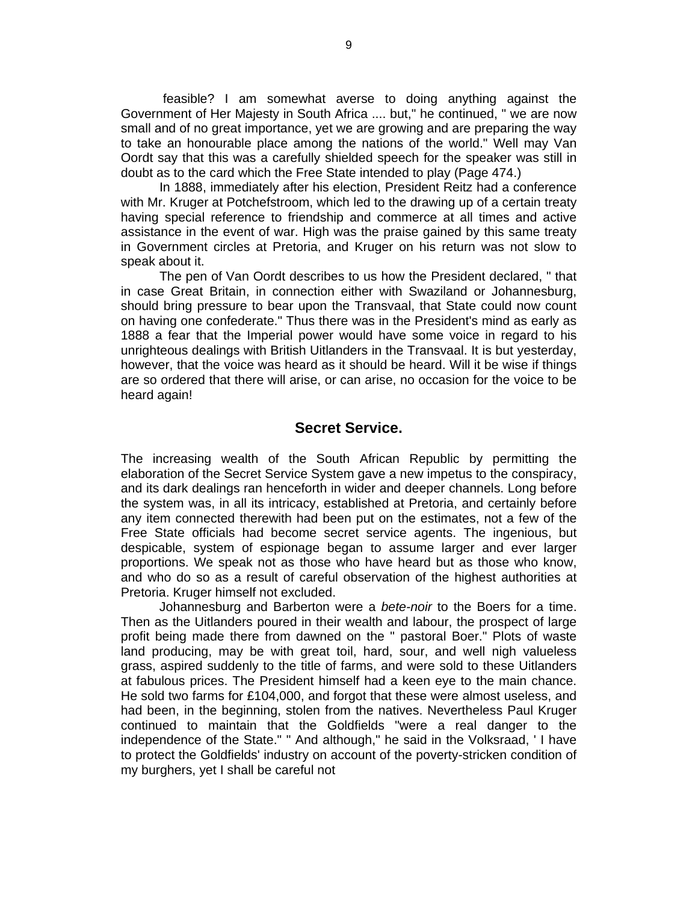feasible? I am somewhat averse to doing anything against the Government of Her Majesty in South Africa .... but," he continued, " we are now small and of no great importance, yet we are growing and are preparing the way to take an honourable place among the nations of the world." Well may Van Oordt say that this was a carefully shielded speech for the speaker was still in doubt as to the card which the Free State intended to play (Page 474.)

In 1888, immediately after his election, President Reitz had a conference with Mr. Kruger at Potchefstroom, which led to the drawing up of a certain treaty having special reference to friendship and commerce at all times and active assistance in the event of war. High was the praise gained by this same treaty in Government circles at Pretoria, and Kruger on his return was not slow to speak about it.

The pen of Van Oordt describes to us how the President declared, " that in case Great Britain, in connection either with Swaziland or Johannesburg, should bring pressure to bear upon the Transvaal, that State could now count on having one confederate." Thus there was in the President's mind as early as 1888 a fear that the Imperial power would have some voice in regard to his unrighteous dealings with British Uitlanders in the Transvaal. It is but yesterday, however, that the voice was heard as it should be heard. Will it be wise if things are so ordered that there will arise, or can arise, no occasion for the voice to be heard again!

## Secret Service.

The increasing wealth of the South African Republic by permitting the elaboration of the Secret Service System gave a new impetus to the conspiracy, and its dark dealings ran henceforth in wider and deeper channels. Long before the system was, in all its intricacy, established at Pretoria, and certainly before any item connected therewith had been put on the estimates, not a few of the Free State officials had become secret service agents. The ingenious, but despicable, system of espionage began to assume larger and ever larger proportions. We speak not as those who have heard but as those who know, and who do so as a result of careful observation of the highest authorities at Pretoria. Kruger himself not excluded.

Johannesburg and Barberton were a *bete-noir* to the Boers for a time. Then as the Uitlanders poured in their wealth and labour, the prospect of large profit being made there from dawned on the " pastoral Boer." Plots of waste land producing, may be with great toil, hard, sour, and well nigh valueless grass, aspired suddenly to the title of farms, and were sold to these Uitlanders at fabulous prices. The President himself had a keen eye to the main chance. He sold two farms for £104,000, and forgot that these were almost useless, and had been, in the beginning, stolen from the natives. Nevertheless Paul Kruger continued to maintain that the Goldfields "were a real danger to the independence of the State." " And although," he said in the Volksraad, ' I have to protect the Goldfields' industry on account of the poverty-stricken condition of my burghers, yet I shall be careful not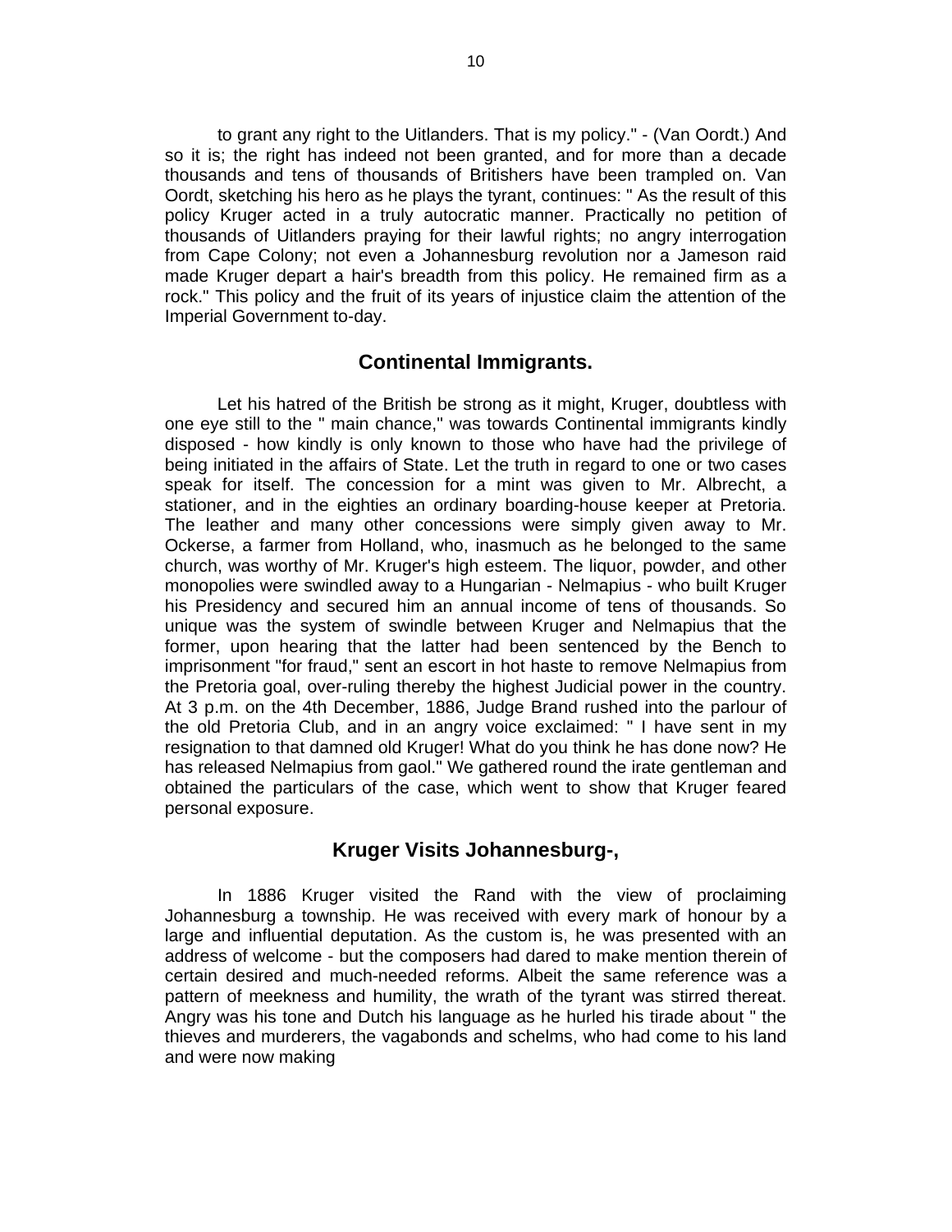to grant any right to the Uitlanders. That is my policy." - (Van Oordt.) And so it is; the right has indeed not been granted, and for more than a decade thousands and tens of thousands of Britishers have been trampled on. Van Oordt, sketching his hero as he plays the tyrant, continues: " As the result of this policy Kruger acted in a truly autocratic manner. Practically no petition of thousands of Uitlanders praying for their lawful rights; no angry interrogation from Cape Colony; not even a Johannesburg revolution nor a Jameson raid made Kruger depart a hair's breadth from this policy. He remained firm as a rock." This policy and the fruit of its years of injustice claim the attention of the Imperial Government to-day.

## Continental Immigrants.

Let his hatred of the British be strong as it might, Kruger, doubtless with one eye still to the " main chance," was towards Continental immigrants kindly disposed - how kindly is only known to those who have had the privilege of being initiated in the affairs of State. Let the truth in regard to one or two cases speak for itself. The concession for a mint was given to Mr. Albrecht, a stationer, and in the eighties an ordinary boarding-house keeper at Pretoria. The leather and many other concessions were simply given away to Mr. Ockerse, a farmer from Holland, who, inasmuch as he belonged to the same church, was worthy of Mr. Kruger's high esteem. The liquor, powder, and other monopolies were swindled away to a Hungarian - Nelmapius - who built Kruger his Presidency and secured him an annual income of tens of thousands. So unique was the system of swindle between Kruger and Nelmapius that the former, upon hearing that the latter had been sentenced by the Bench to imprisonment "for fraud," sent an escort in hot haste to remove Nelmapius from the Pretoria goal, over-ruling thereby the highest Judicial power in the country. At 3 p.m. on the 4th December, 1886, Judge Brand rushed into the parlour of the old Pretoria Club, and in an angry voice exclaimed: " I have sent in my resignation to that damned old Kruger! What do you think he has done now? He has released Nelmapius from gaol." We gathered round the irate gentleman and obtained the particulars of the case, which went to show that Kruger feared personal exposure.

## Kruger Visits Johannesburg-,

In 1886 Kruger visited the Rand with the view of proclaiming Johannesburg a township. He was received with every mark of honour by a large and influential deputation. As the custom is, he was presented with an address of welcome - but the composers had dared to make mention therein of certain desired and much-needed reforms. Albeit the same reference was a pattern of meekness and humility, the wrath of the tyrant was stirred thereat. Angry was his tone and Dutch his language as he hurled his tirade about " the thieves and murderers, the vagabonds and schelms, who had come to his land and were now making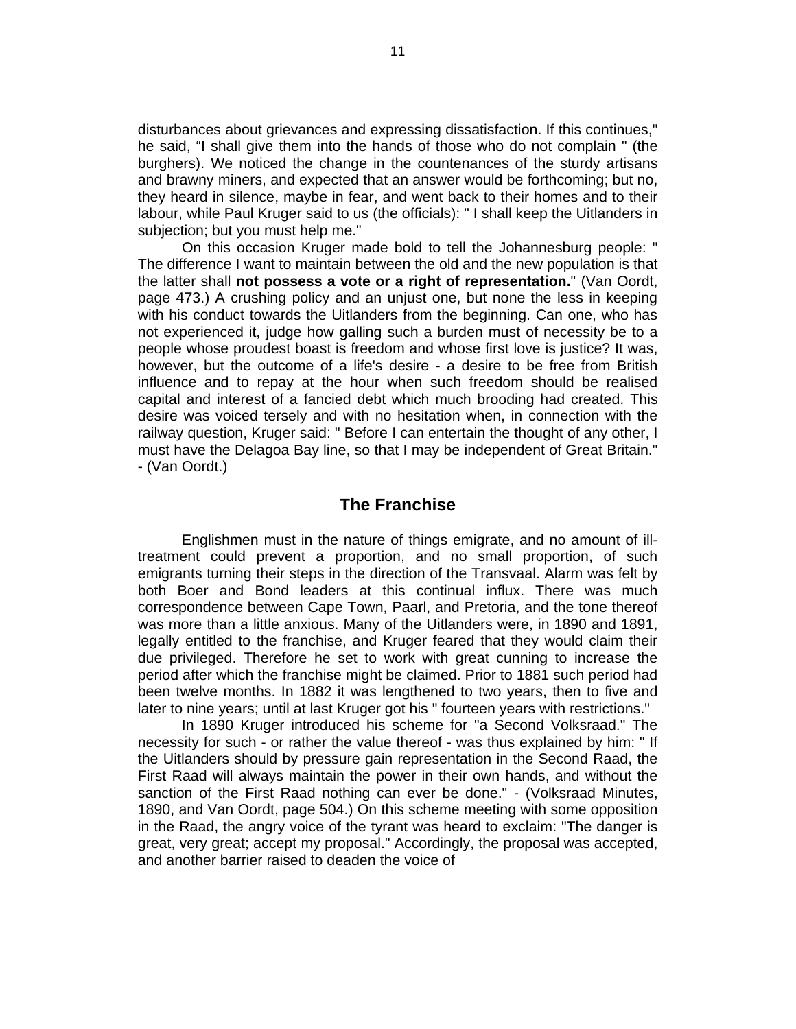disturbances about grievances and expressing dissatisfaction. If this continues," he said, "I shall give them into the hands of those who do not complain " (the burghers). We noticed the change in the countenances of the sturdy artisans and brawny miners, and expected that an answer would be forthcoming; but no, they heard in silence, maybe in fear, and went back to their homes and to their labour, while Paul Kruger said to us (the officials): " I shall keep the Uitlanders in subjection; but you must help me."

On this occasion Kruger made bold to tell the Johannesburg people: " The difference I want to maintain between the old and the new population is that the latter shall **not possess a vote or a right of representation.**" (Van Oordt, page 473.) A crushing policy and an unjust one, but none the less in keeping with his conduct towards the Uitlanders from the beginning. Can one, who has not experienced it, judge how galling such a burden must of necessity be to a people whose proudest boast is freedom and whose first love is justice? It was, however, but the outcome of a life's desire - a desire to be free from British influence and to repay at the hour when such freedom should be realised capital and interest of a fancied debt which much brooding had created. This desire was voiced tersely and with no hesitation when, in connection with the railway question, Kruger said: " Before I can entertain the thought of any other, I must have the Delagoa Bay line, so that I may be independent of Great Britain." - (Van Oordt.)

## The Franchise

Englishmen must in the nature of things emigrate, and no amount of ill-treatment could prevent a proportion, and no small proportion, of such emigrants turning their steps in the direction of the Transvaal. Alarm was felt by both Boer and Bond leaders at this continual influx. There was much correspondence between Cape Town, Paarl, and Pretoria, and the tone thereof was more than a little anxious. Many of the Uitlanders were, in 1890 and 1891, legally entitled to the franchise, and Kruger feared that they would claim their due privileged. Therefore he set to work with great cunning to increase the period after which the franchise might be claimed. Prior to 1881 such period had been twelve months. In 1882 it was lengthened to two years, then to five and later to nine years; until at last Kruger got his " fourteen years with restrictions."

In 1890 Kruger introduced his scheme for "a Second Volksraad." The necessity for such - or rather the value thereof - was thus explained by him: " If the Uitlanders should by pressure gain representation in the Second Raad, the First Raad will always maintain the power in their own hands, and without the sanction of the First Raad nothing can ever be done." - (Volksraad Minutes, 1890, and Van Oordt, page 504.) On this scheme meeting with some opposition in the Raad, the angry voice of the tyrant was heard to exclaim: "The danger is great, very great; accept my proposal." Accordingly, the proposal was accepted, and another barrier raised to deaden the voice of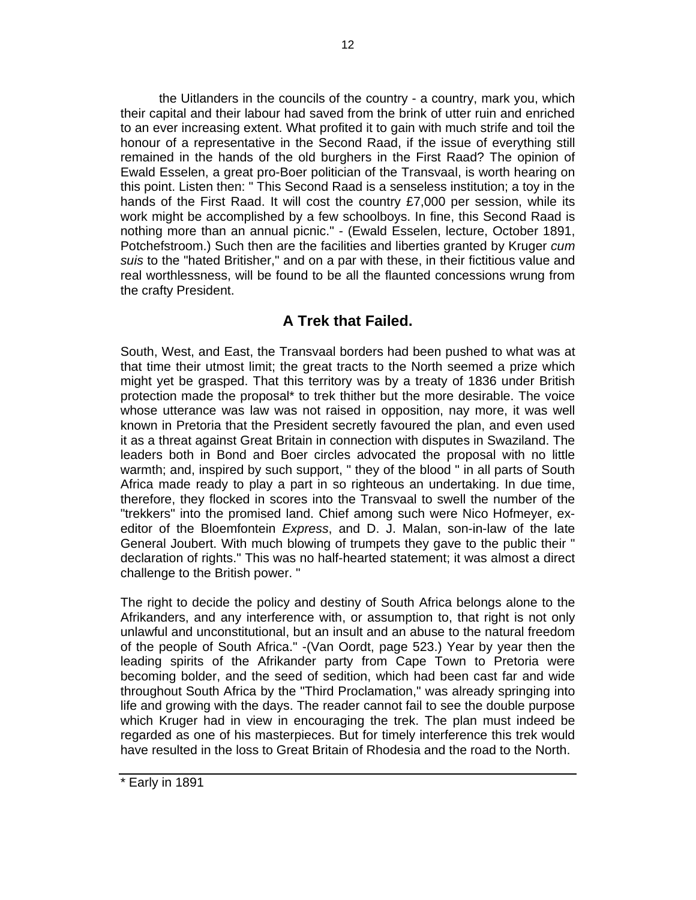the Uitlanders in the councils of the country - a country, mark you, which their capital and their labour had saved from the brink of utter ruin and enriched to an ever increasing extent. What profited it to gain with much strife and toil the honour of a representative in the Second Raad, if the issue of everything still remained in the hands of the old burghers in the First Raad? The opinion of Ewald Esselen, a great pro-Boer politician of the Transvaal, is worth hearing on this point. Listen then: " This Second Raad is a senseless institution; a toy in the hands of the First Raad. It will cost the country £7,000 per session, while its work might be accomplished by a few schoolboys. In fine, this Second Raad is nothing more than an annual picnic." - (Ewald Esselen, lecture, October 1891, Potchefstroom.) Such then are the facilities and liberties granted by Kruger *cum suis* to the "hated Britisher," and on a par with these, in their fictitious value and real worthlessness, will be found to be all the flaunted concessions wrung from the crafty President.

## A Trek that Failed.

South, West, and East, the Transvaal borders had been pushed to what was at that time their utmost limit; the great tracts to the North seemed a prize which might yet be grasped. That this territory was by a treaty of 1836 under British protection made the proposal* to trek thither but the more desirable. The voice whose utterance was law was not raised in opposition, nay more, it was well known in Pretoria that the President secretly favoured the plan, and even used it as a threat against Great Britain in connection with disputes in Swaziland. The leaders both in Bond and Boer circles advocated the proposal with no little warmth; and, inspired by such support, " they of the blood " in all parts of South Africa made ready to play a part in so righteous an undertaking. In due time, therefore, they flocked in scores into the Transvaal to swell the number of the "trekkers" into the promised land. Chief among such were Nico Hofmeyer, ex-editor of the Bloemfontein *Express*, and D. J. Malan, son-in-law of the late General Joubert. With much blowing of trumpets they gave to the public their " declaration of rights." This was no half-hearted statement; it was almost a direct challenge to the British power. "

The right to decide the policy and destiny of South Africa belongs alone to the Afrikanders, and any interference with, or assumption to, that right is not only unlawful and unconstitutional, but an insult and an abuse to the natural freedom of the people of South Africa." -(Van Oordt, page 523.) Year by year then the leading spirits of the Afrikander party from Cape Town to Pretoria were becoming bolder, and the seed of sedition, which had been cast far and wide throughout South Africa by the "Third Proclamation," was already springing into life and growing with the days. The reader cannot fail to see the double purpose which Kruger had in view in encouraging the trek. The plan must indeed be regarded as one of his masterpieces. But for timely interference this trek would have resulted in the loss to Great Britain of Rhodesia and the road to the North.

---

* Early in 1891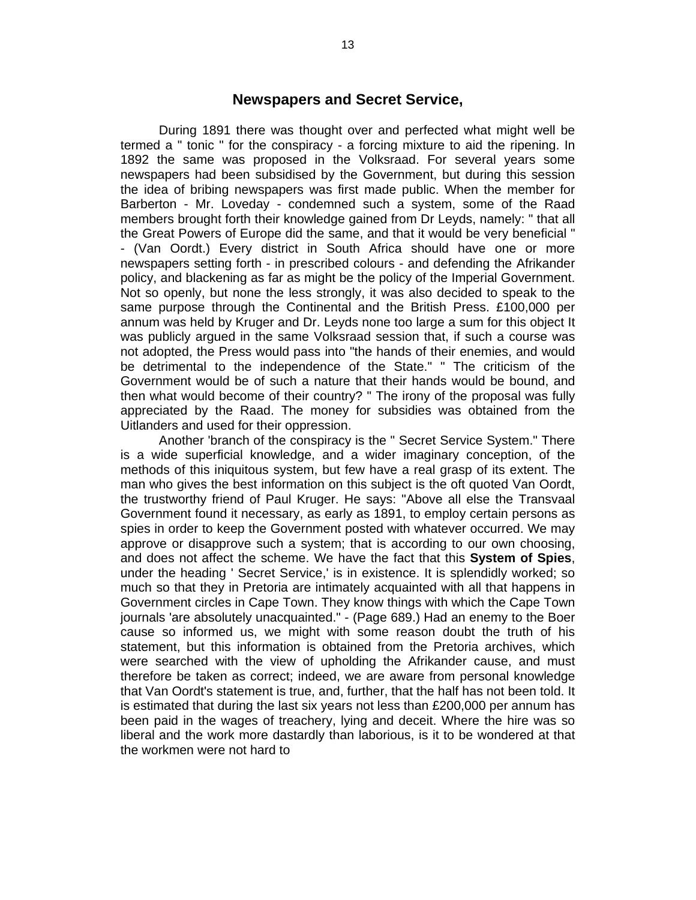## Newspapers and Secret Service,

During 1891 there was thought over and perfected what might well be termed a " tonic " for the conspiracy - a forcing mixture to aid the ripening. In 1892 the same was proposed in the Volksraad. For several years some newspapers had been subsidised by the Government, but during this session the idea of bribing newspapers was first made public. When the member for Barberton - Mr. Loveday - condemned such a system, some of the Raad members brought forth their knowledge gained from Dr Leyds, namely: " that all the Great Powers of Europe did the same, and that it would be very beneficial " - (Van Oordt.) Every district in South Africa should have one or more newspapers setting forth - in prescribed colours - and defending the Afrikander policy, and blackening as far as might be the policy of the Imperial Government. Not so openly, but none the less strongly, it was also decided to speak to the same purpose through the Continental and the British Press. £100,000 per annum was held by Kruger and Dr. Leyds none too large a sum for this object It was publicly argued in the same Volksraad session that, if such a course was not adopted, the Press would pass into "the hands of their enemies, and would be detrimental to the independence of the State." " The criticism of the Government would be of such a nature that their hands would be bound, and then what would become of their country? " The irony of the proposal was fully appreciated by the Raad. The money for subsidies was obtained from the Uitlanders and used for their oppression.

Another 'branch of the conspiracy is the " Secret Service System." There is a wide superficial knowledge, and a wider imaginary conception, of the methods of this iniquitous system, but few have a real grasp of its extent. The man who gives the best information on this subject is the oft quoted Van Oordt, the trustworthy friend of Paul Kruger. He says: "Above all else the Transvaal Government found it necessary, as early as 1891, to employ certain persons as spies in order to keep the Government posted with whatever occurred. We may approve or disapprove such a system; that is according to our own choosing, and does not affect the scheme. We have the fact that this **System of Spies**, under the heading ' Secret Service,' is in existence. It is splendidly worked; so much so that they in Pretoria are intimately acquainted with all that happens in Government circles in Cape Town. They know things with which the Cape Town journals 'are absolutely unacquainted." - (Page 689.) Had an enemy to the Boer cause so informed us, we might with some reason doubt the truth of his statement, but this information is obtained from the Pretoria archives, which were searched with the view of upholding the Afrikander cause, and must therefore be taken as correct; indeed, we are aware from personal knowledge that Van Oordt's statement is true, and, further, that the half has not been told. It is estimated that during the last six years not less than £200,000 per annum has been paid in the wages of treachery, lying and deceit. Where the hire was so liberal and the work more dastardly than laborious, is it to be wondered at that the workmen were not hard to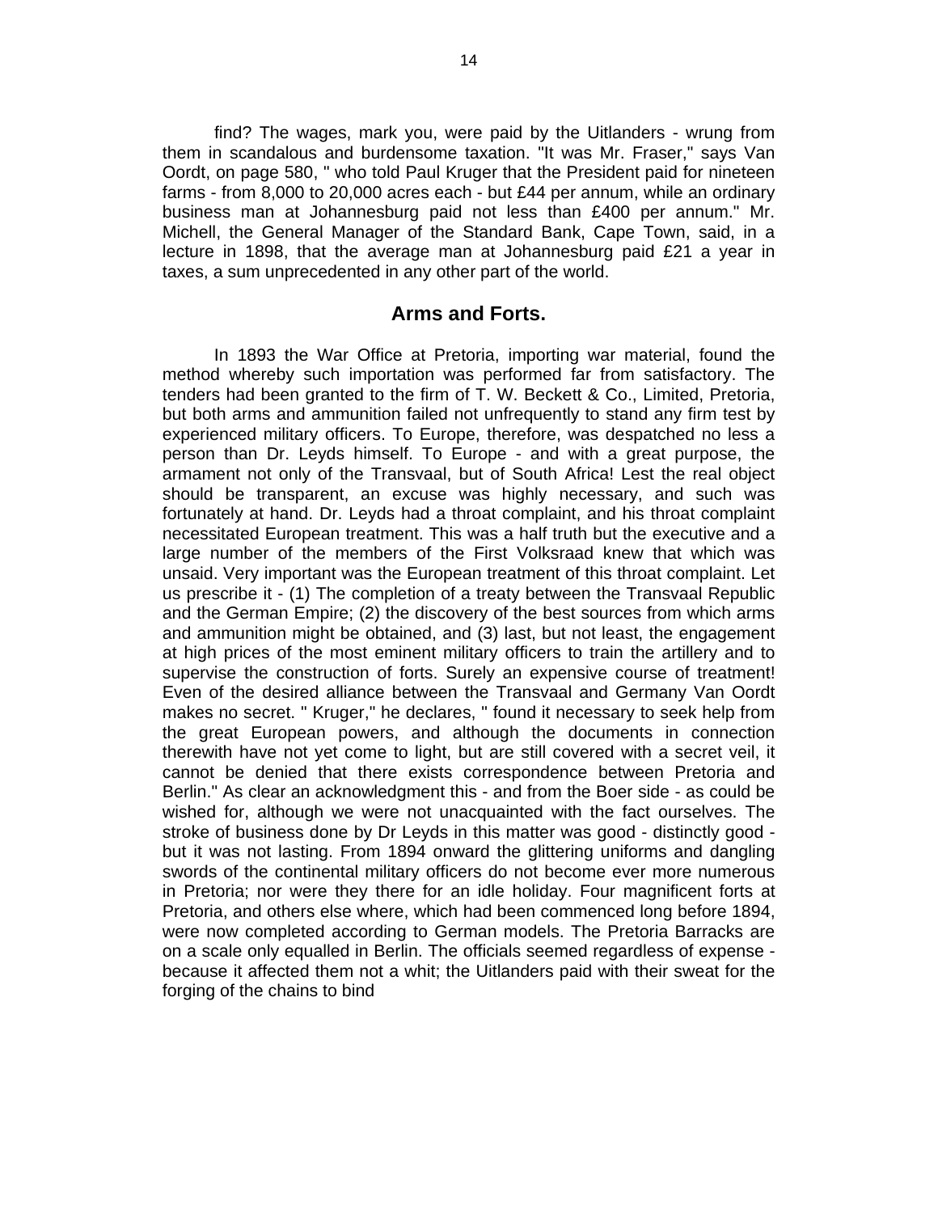find? The wages, mark you, were paid by the Uitlanders - wrung from them in scandalous and burdensome taxation. "It was Mr. Fraser," says Van Oordt, on page 580, " who told Paul Kruger that the President paid for nineteen farms - from 8,000 to 20,000 acres each - but £44 per annum, while an ordinary business man at Johannesburg paid not less than £400 per annum." Mr. Michell, the General Manager of the Standard Bank, Cape Town, said, in a lecture in 1898, that the average man at Johannesburg paid £21 a year in taxes, a sum unprecedented in any other part of the world.

## Arms and Forts.

In 1893 the War Office at Pretoria, importing war material, found the method whereby such importation was performed far from satisfactory. The tenders had been granted to the firm of T. W. Beckett & Co., Limited, Pretoria, but both arms and ammunition failed not unfrequently to stand any firm test by experienced military officers. To Europe, therefore, was despatched no less a person than Dr. Leyds himself. To Europe - and with a great purpose, the armament not only of the Transvaal, but of South Africa! Lest the real object should be transparent, an excuse was highly necessary, and such was fortunately at hand. Dr. Leyds had a throat complaint, and his throat complaint necessitated European treatment. This was a half truth but the executive and a large number of the members of the First Volksraad knew that which was unsaid. Very important was the European treatment of this throat complaint. Let us prescribe it - (1) The completion of a treaty between the Transvaal Republic and the German Empire; (2) the discovery of the best sources from which arms and ammunition might be obtained, and (3) last, but not least, the engagement at high prices of the most eminent military officers to train the artillery and to supervise the construction of forts. Surely an expensive course of treatment! Even of the desired alliance between the Transvaal and Germany Van Oordt makes no secret. " Kruger," he declares, " found it necessary to seek help from the great European powers, and although the documents in connection therewith have not yet come to light, but are still covered with a secret veil, it cannot be denied that there exists correspondence between Pretoria and Berlin." As clear an acknowledgment this - and from the Boer side - as could be wished for, although we were not unacquainted with the fact ourselves. The stroke of business done by Dr Leyds in this matter was good - distinctly good - but it was not lasting. From 1894 onward the glittering uniforms and dangling swords of the continental military officers do not become ever more numerous in Pretoria; nor were they there for an idle holiday. Four magnificent forts at Pretoria, and others else where, which had been commenced long before 1894, were now completed according to German models. The Pretoria Barracks are on a scale only equalled in Berlin. The officials seemed regardless of expense - because it affected them not a whit; the Uitlanders paid with their sweat for the forging of the chains to bind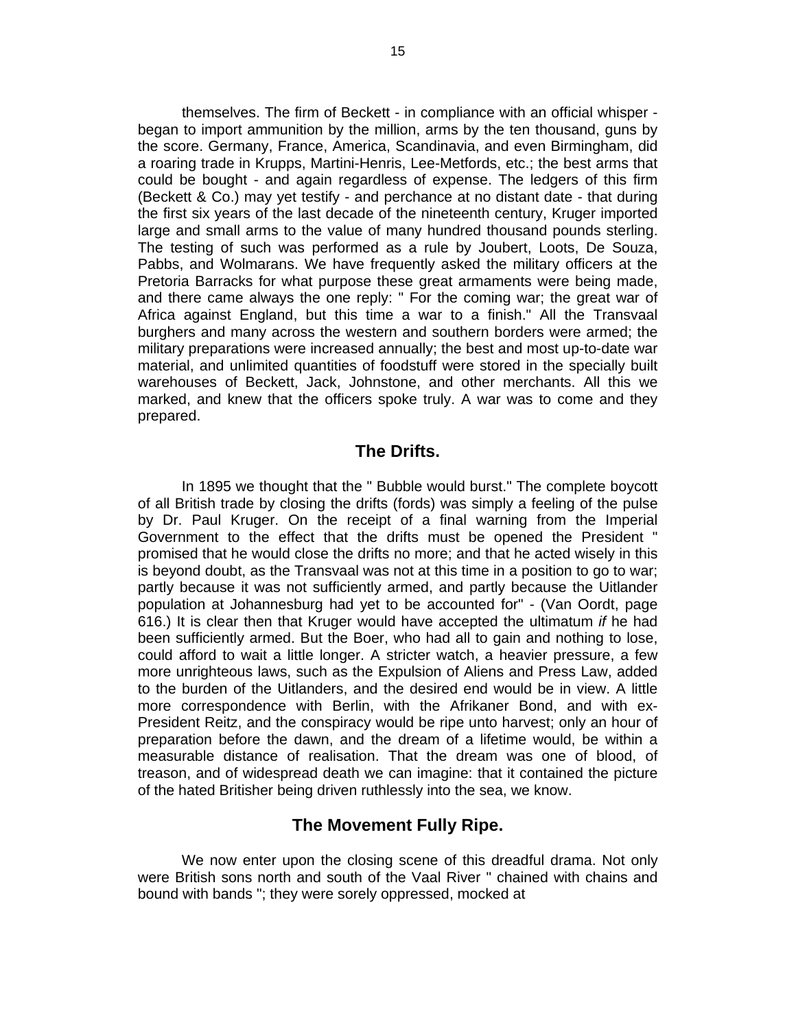themselves. The firm of Beckett - in compliance with an official whisper - began to import ammunition by the million, arms by the ten thousand, guns by the score. Germany, France, America, Scandinavia, and even Birmingham, did a roaring trade in Krupps, Martini-Henris, Lee-Metfords, etc.; the best arms that could be bought - and again regardless of expense. The ledgers of this firm (Beckett & Co.) may yet testify - and perchance at no distant date - that during the first six years of the last decade of the nineteenth century, Kruger imported large and small arms to the value of many hundred thousand pounds sterling. The testing of such was performed as a rule by Joubert, Loots, De Souza, Pabbs, and Wolmarans. We have frequently asked the military officers at the Pretoria Barracks for what purpose these great armaments were being made, and there came always the one reply: " For the coming war; the great war of Africa against England, but this time a war to a finish." All the Transvaal burghers and many across the western and southern borders were armed; the military preparations were increased annually; the best and most up-to-date war material, and unlimited quantities of foodstuff were stored in the specially built warehouses of Beckett, Jack, Johnstone, and other merchants. All this we marked, and knew that the officers spoke truly. A war was to come and they prepared.

## The Drifts.

In 1895 we thought that the " Bubble would burst." The complete boycott of all British trade by closing the drifts (fords) was simply a feeling of the pulse by Dr. Paul Kruger. On the receipt of a final warning from the Imperial Government to the effect that the drifts must be opened the President " promised that he would close the drifts no more; and that he acted wisely in this is beyond doubt, as the Transvaal was not at this time in a position to go to war; partly because it was not sufficiently armed, and partly because the Uitlander population at Johannesburg had yet to be accounted for" - (Van Oordt, page 616.) It is clear then that Kruger would have accepted the ultimatum *if* he had been sufficiently armed. But the Boer, who had all to gain and nothing to lose, could afford to wait a little longer. A stricter watch, a heavier pressure, a few more unrighteous laws, such as the Expulsion of Aliens and Press Law, added to the burden of the Uitlanders, and the desired end would be in view. A little more correspondence with Berlin, with the Afrikaner Bond, and with ex-President Reitz, and the conspiracy would be ripe unto harvest; only an hour of preparation before the dawn, and the dream of a lifetime would, be within a measurable distance of realisation. That the dream was one of blood, of treason, and of widespread death we can imagine: that it contained the picture of the hated Britisher being driven ruthlessly into the sea, we know.

## The Movement Fully Ripe.

We now enter upon the closing scene of this dreadful drama. Not only were British sons north and south of the Vaal River " chained with chains and bound with bands "; they were sorely oppressed, mocked at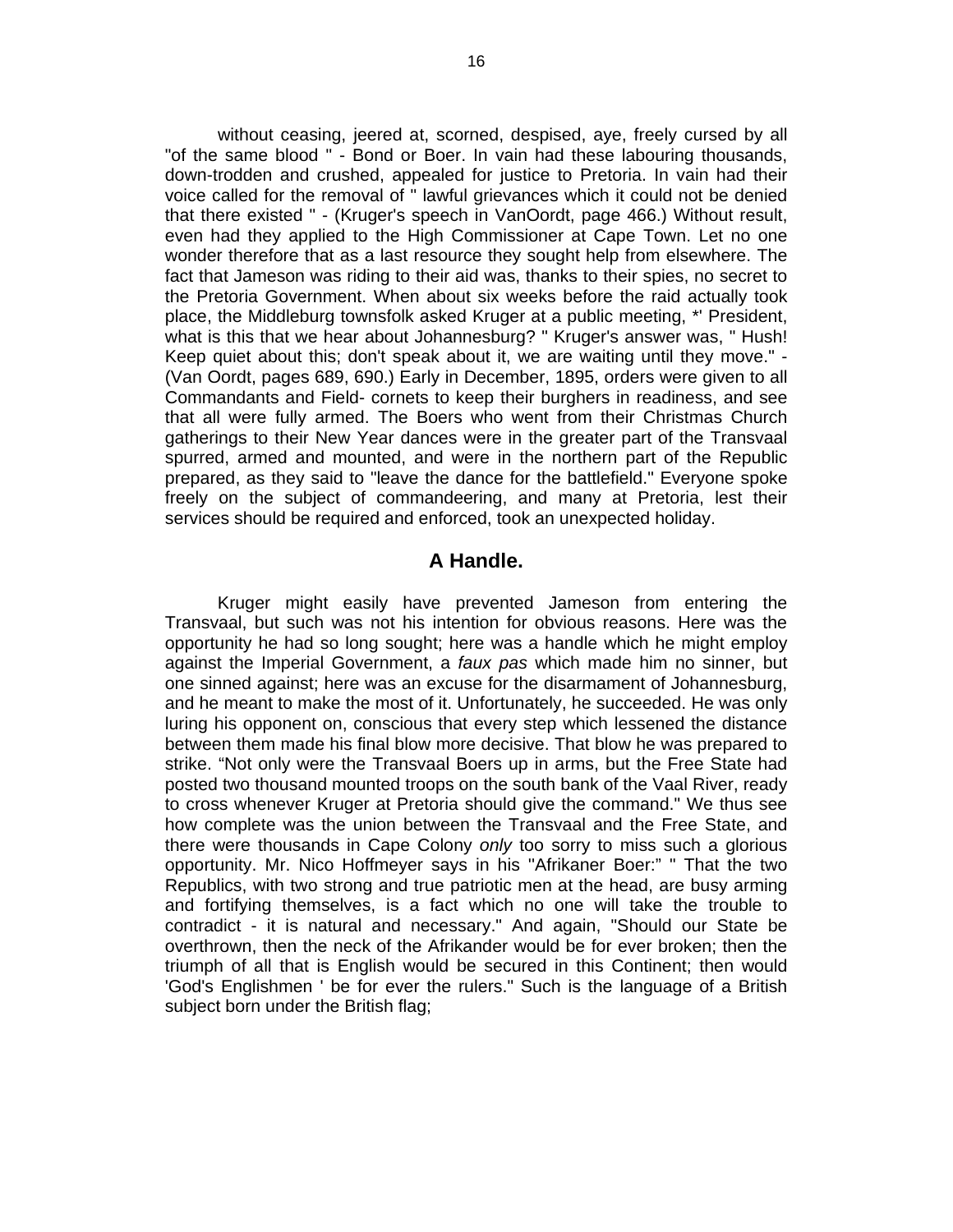without ceasing, jeered at, scorned, despised, aye, freely cursed by all "of the same blood " - Bond or Boer. In vain had these labouring thousands, down-trodden and crushed, appealed for justice to Pretoria. In vain had their voice called for the removal of " lawful grievances which it could not be denied that there existed " - (Kruger's speech in VanOordt, page 466.) Without result, even had they applied to the High Commissioner at Cape Town. Let no one wonder therefore that as a last resource they sought help from elsewhere. The fact that Jameson was riding to their aid was, thanks to their spies, no secret to the Pretoria Government. When about six weeks before the raid actually took place, the Middleburg townsfolk asked Kruger at a public meeting, *' President, what is this that we hear about Johannesburg? " Kruger's answer was, " Hush! Keep quiet about this; don't speak about it, we are waiting until they move." - (Van Oordt, pages 689, 690.) Early in December, 1895, orders were given to all Commandants and Field- cornets to keep their burghers in readiness, and see that all were fully armed. The Boers who went from their Christmas Church gatherings to their New Year dances were in the greater part of the Transvaal spurred, armed and mounted, and were in the northern part of the Republic prepared, as they said to "leave the dance for the battlefield." Everyone spoke freely on the subject of commandeering, and many at Pretoria, lest their services should be required and enforced, took an unexpected holiday.

## A Handle.

Kruger might easily have prevented Jameson from entering the Transvaal, but such was not his intention for obvious reasons. Here was the opportunity he had so long sought; here was a handle which he might employ against the Imperial Government, a *faux pas* which made him no sinner, but one sinned against; here was an excuse for the disarmament of Johannesburg, and he meant to make the most of it. Unfortunately, he succeeded. He was only luring his opponent on, conscious that every step which lessened the distance between them made his final blow more decisive. That blow he was prepared to strike. "Not only were the Transvaal Boers up in arms, but the Free State had posted two thousand mounted troops on the south bank of the Vaal River, ready to cross whenever Kruger at Pretoria should give the command." We thus see how complete was the union between the Transvaal and the Free State, and there were thousands in Cape Colony *only* too sorry to miss such a glorious opportunity. Mr. Nico Hoffmeyer says in his "Afrikaner Boer:" " That the two Republics, with two strong and true patriotic men at the head, are busy arming and fortifying themselves, is a fact which no one will take the trouble to contradict - it is natural and necessary." And again, "Should our State be overthrown, then the neck of the Afrikander would be for ever broken; then the triumph of all that is English would be secured in this Continent; then would 'God's Englishmen ' be for ever the rulers." Such is the language of a British subject born under the British flag;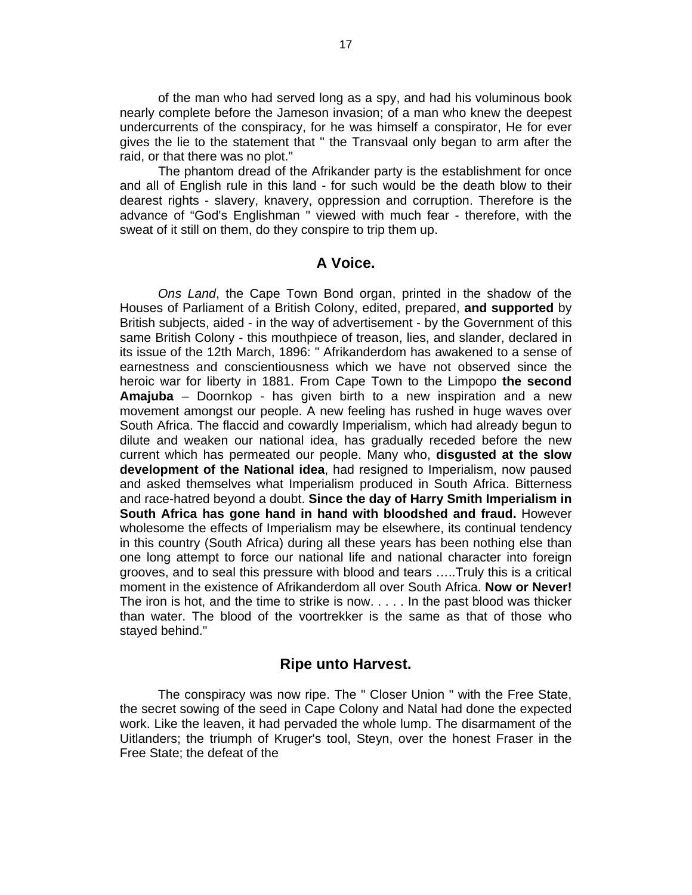of the man who had served long as a spy, and had his voluminous book nearly complete before the Jameson invasion; of a man who knew the deepest undercurrents of the conspiracy, for he was himself a conspirator, He for ever gives the lie to the statement that " the Transvaal only began to arm after the raid, or that there was no plot."

The phantom dread of the Afrikander party is the establishment for once and all of English rule in this land - for such would be the death blow to their dearest rights - slavery, knavery, oppression and corruption. Therefore is the advance of "God's Englishman " viewed with much fear - therefore, with the sweat of it still on them, do they conspire to trip them up.

## A Voice.

*Ons Land*, the Cape Town Bond organ, printed in the shadow of the Houses of Parliament of a British Colony, edited, prepared, **and supported** by British subjects, aided - in the way of advertisement - by the Government of this same British Colony - this mouthpiece of treason, lies, and slander, declared in its issue of the 12th March, 1896: " Afrikanderdom has awakened to a sense of earnestness and conscientiousness which we have not observed since the heroic war for liberty in 1881. From Cape Town to the Limpopo **the second Amajuba** – Doornkop - has given birth to a new inspiration and a new movement amongst our people. A new feeling has rushed in huge waves over South Africa. The flaccid and cowardly Imperialism, which had already begun to dilute and weaken our national idea, has gradually receded before the new current which has permeated our people. Many who, **disgusted at the slow development of the National idea**, had resigned to Imperialism, now paused and asked themselves what Imperialism produced in South Africa. Bitterness and race-hatred beyond a doubt. **Since the day of Harry Smith Imperialism in South Africa has gone hand in hand with bloodshed and fraud.** However wholesome the effects of Imperialism may be elsewhere, its continual tendency in this country (South Africa) during all these years has been nothing else than one long attempt to force our national life and national character into foreign grooves, and to seal this pressure with blood and tears …..Truly this is a critical moment in the existence of Afrikanderdom all over South Africa. **Now or Never!** The iron is hot, and the time to strike is now. . . . . In the past blood was thicker than water. The blood of the voortrekker is the same as that of those who stayed behind."

## Ripe unto Harvest.

The conspiracy was now ripe. The " Closer Union " with the Free State, the secret sowing of the seed in Cape Colony and Natal had done the expected work. Like the leaven, it had pervaded the whole lump. The disarmament of the Uitlanders; the triumph of Kruger's tool, Steyn, over the honest Fraser in the Free State; the defeat of the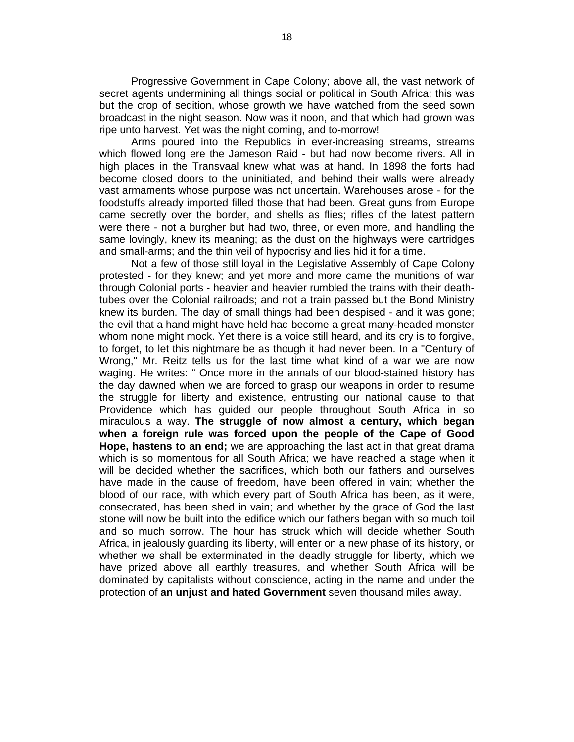Progressive Government in Cape Colony; above all, the vast network of secret agents undermining all things social or political in South Africa; this was but the crop of sedition, whose growth we have watched from the seed sown broadcast in the night season. Now was it noon, and that which had grown was ripe unto harvest. Yet was the night coming, and to-morrow!

Arms poured into the Republics in ever-increasing streams, streams which flowed long ere the Jameson Raid - but had now become rivers. All in high places in the Transvaal knew what was at hand. In 1898 the forts had become closed doors to the uninitiated, and behind their walls were already vast armaments whose purpose was not uncertain. Warehouses arose - for the foodstuffs already imported filled those that had been. Great guns from Europe came secretly over the border, and shells as flies; rifles of the latest pattern were there - not a burgher but had two, three, or even more, and handling the same lovingly, knew its meaning; as the dust on the highways were cartridges and small-arms; and the thin veil of hypocrisy and lies hid it for a time.

Not a few of those still loyal in the Legislative Assembly of Cape Colony protested - for they knew; and yet more and more came the munitions of war through Colonial ports - heavier and heavier rumbled the trains with their death-tubes over the Colonial railroads; and not a train passed but the Bond Ministry knew its burden. The day of small things had been despised - and it was gone; the evil that a hand might have held had become a great many-headed monster whom none might mock. Yet there is a voice still heard, and its cry is to forgive, to forget, to let this nightmare be as though it had never been. In a "Century of Wrong," Mr. Reitz tells us for the last time what kind of a war we are now waging. He writes: " Once more in the annals of our blood-stained history has the day dawned when we are forced to grasp our weapons in order to resume the struggle for liberty and existence, entrusting our national cause to that Providence which has guided our people throughout South Africa in so miraculous a way. **The struggle of now almost a century, which began when a foreign rule was forced upon the people of the Cape of Good Hope, hastens to an end;** we are approaching the last act in that great drama which is so momentous for all South Africa; we have reached a stage when it will be decided whether the sacrifices, which both our fathers and ourselves have made in the cause of freedom, have been offered in vain; whether the blood of our race, with which every part of South Africa has been, as it were, consecrated, has been shed in vain; and whether by the grace of God the last stone will now be built into the edifice which our fathers began with so much toil and so much sorrow. The hour has struck which will decide whether South Africa, in jealously guarding its liberty, will enter on a new phase of its history, or whether we shall be exterminated in the deadly struggle for liberty, which we have prized above all earthly treasures, and whether South Africa will be dominated by capitalists without conscience, acting in the name and under the protection of **an unjust and hated Government** seven thousand miles away.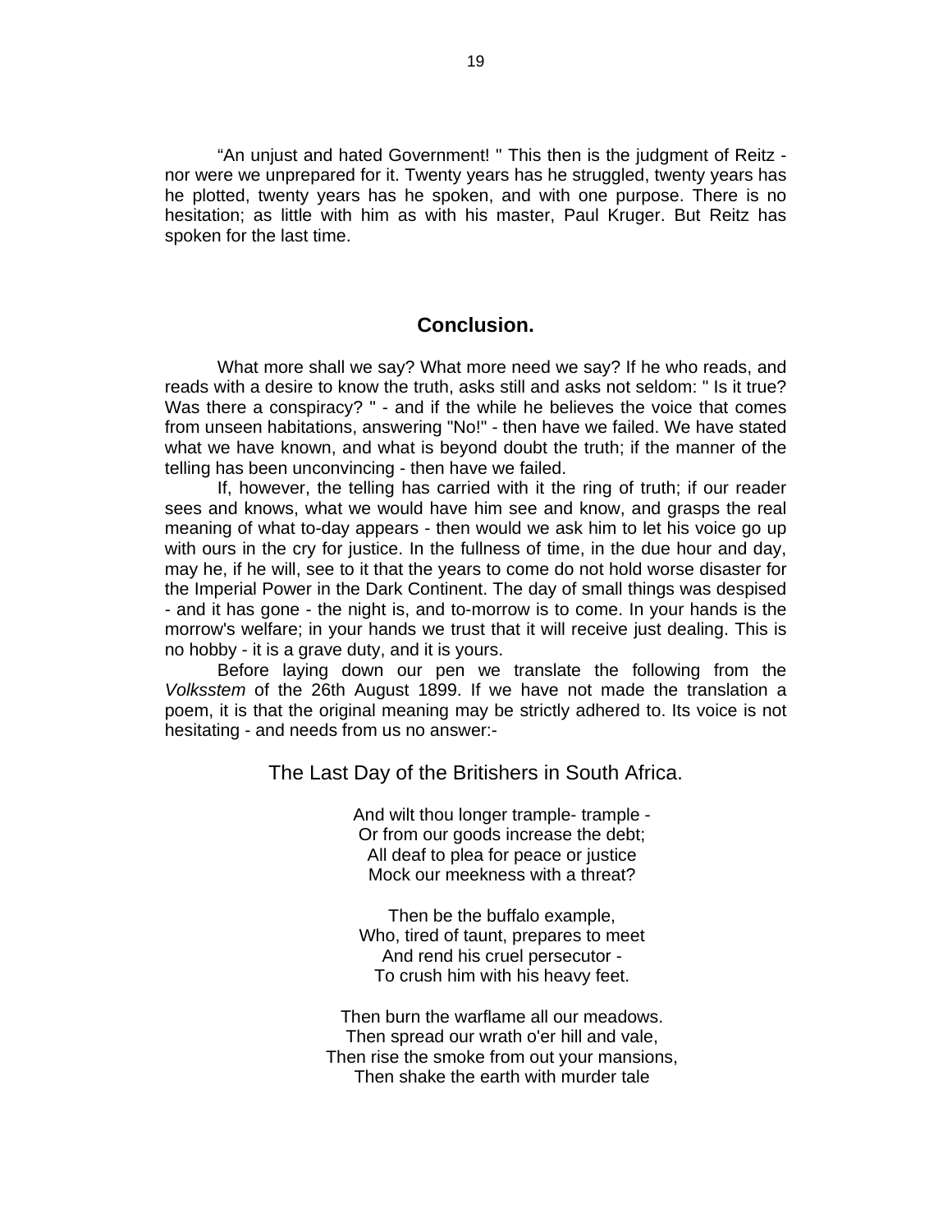“An unjust and hated Government! " This then is the judgment of Reitz - nor were we unprepared for it. Twenty years has he struggled, twenty years has he plotted, twenty years has he spoken, and with one purpose. There is no hesitation; as little with him as with his master, Paul Kruger. But Reitz has spoken for the last time.

## Conclusion.

What more shall we say? What more need we say? If he who reads, and reads with a desire to know the truth, asks still and asks not seldom: " Is it true? Was there a conspiracy? " - and if the while he believes the voice that comes from unseen habitations, answering "No!" - then have we failed. We have stated what we have known, and what is beyond doubt the truth; if the manner of the telling has been unconvincing - then have we failed.

If, however, the telling has carried with it the ring of truth; if our reader sees and knows, what we would have him see and know, and grasps the real meaning of what to-day appears - then would we ask him to let his voice go up with ours in the cry for justice. In the fullness of time, in the due hour and day, may he, if he will, see to it that the years to come do not hold worse disaster for the Imperial Power in the Dark Continent. The day of small things was despised - and it has gone - the night is, and to-morrow is to come. In your hands is the morrow's welfare; in your hands we trust that it will receive just dealing. This is no hobby - it is a grave duty, and it is yours.

Before laying down our pen we translate the following from the *Volksstem* of the 26th August 1899. If we have not made the translation a poem, it is that the original meaning may be strictly adhered to. Its voice is not hesitating - and needs from us no answer:-

### The Last Day of the Britishers in South Africa.

And wilt thou longer trample- trample -
Or from our goods increase the debt;
All deaf to plea for peace or justice
Mock our meekness with a threat?

Then be the buffalo example,
Who, tired of taunt, prepares to meet
And rend his cruel persecutor -
To crush him with his heavy feet.

Then burn the warflame all our meadows.
Then spread our wrath o'er hill and vale,
Then rise the smoke from out your mansions,
Then shake the earth with murder tale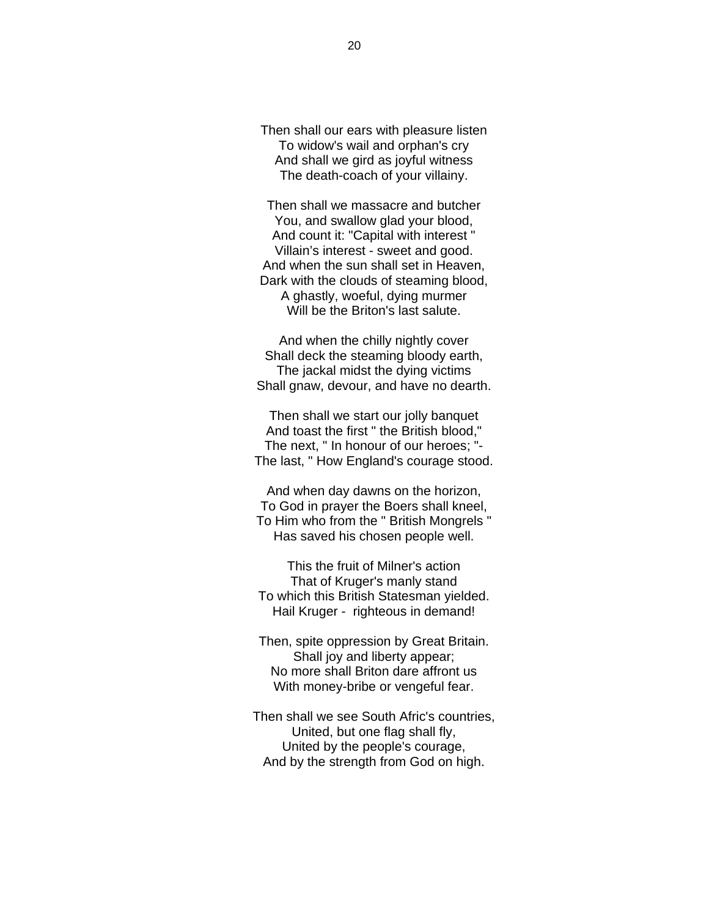Then shall our ears with pleasure listen
To widow's wail and orphan's cry
And shall we gird as joyful witness
The death-coach of your villainy.

Then shall we massacre and butcher
You, and swallow glad your blood,
And count it: "Capital with interest "
Villain's interest - sweet and good.
And when the sun shall set in Heaven,
Dark with the clouds of steaming blood,
A ghastly, woeful, dying murmer
Will be the Briton's last salute.

And when the chilly nightly cover
Shall deck the steaming bloody earth,
The jackal midst the dying victims
Shall gnaw, devour, and have no dearth.

Then shall we start our jolly banquet
And toast the first " the British blood,"
The next, " In honour of our heroes; "-
The last, " How England's courage stood.

And when day dawns on the horizon,
To God in prayer the Boers shall kneel,
To Him who from the " British Mongrels "
Has saved his chosen people well.

This the fruit of Milner's action
That of Kruger's manly stand
To which this British Statesman yielded.
Hail Kruger - righteous in demand!

Then, spite oppression by Great Britain.
Shall joy and liberty appear;
No more shall Briton dare affront us
With money-bribe or vengeful fear.

Then shall we see South Afric's countries,
United, but one flag shall fly,
United by the people's courage,
And by the strength from God on high.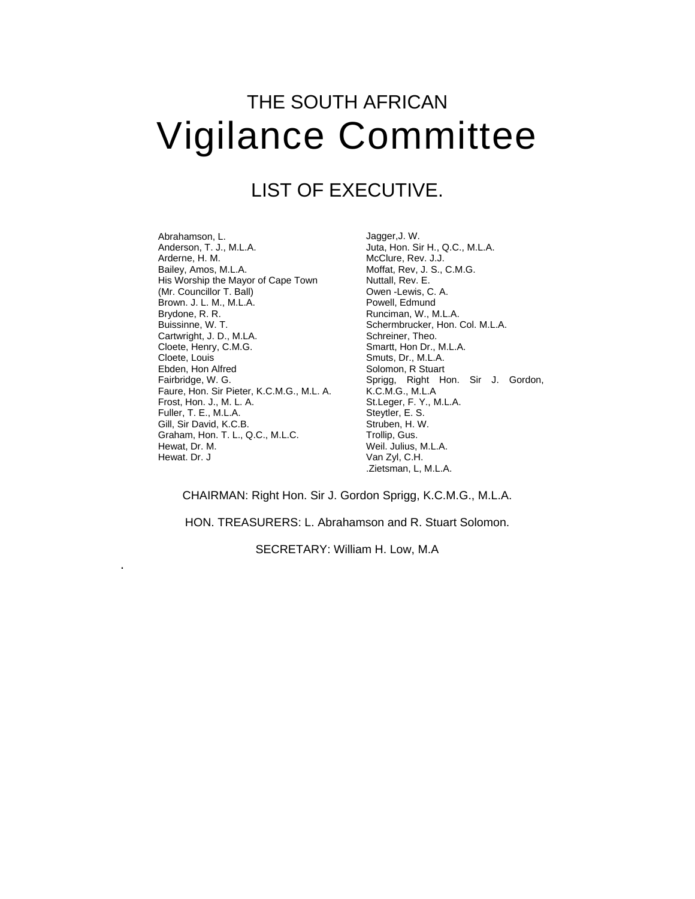THE SOUTH AFRICAN

# Vigilance Committee

## LIST OF EXECUTIVE.

Abrahamson, L.
Anderson, T. J., M.L.A.
Arderne, H. M.
Bailey, Amos, M.L.A.
His Worship the Mayor of Cape Town
(Mr. Councillor T. Ball)
Brown. J. L. M., M.L.A.
Brydone, R. R.
Buissinne, W. T.
Cartwright, J. D., M.LA.
Cloete, Henry, C.M.G.
Cloete, Louis
Ebden, Hon Alfred
Fairbridge, W. G.
Faure, Hon. Sir Pieter, K.C.M.G., M.L. A.
Frost, Hon. J., M. L. A.
Fuller, T. E., M.L.A.
Gill, Sir David, K.C.B.
Graham, Hon. T. L., Q.C., M.L.C.
Hewat, Dr. M.
Hewat. Dr. J
Jagger,J. W.
Juta, Hon. Sir H., Q.C., M.L.A.
McClure, Rev. J.J.
Moffat, Rev, J. S., C.M.G.
Nuttall, Rev. E.
Owen -Lewis, C. A.
Powell, Edmund
Runciman, W., M.L.A.
Schermbrucker, Hon. Col. M.L.A.
Schreiner, Theo.
Smartt, Hon Dr., M.L.A.
Smuts, Dr., M.L.A.
Solomon, R Stuart
Sprigg, Right Hon. Sir J. Gordon, K.C.M.G., M.L.A
St.Leger, F. Y., M.L.A.
Steytler, E. S.
Struben, H. W.
Trollip, Gus.
Weil. Julius, M.L.A.
Van Zyl, C.H.
.Zietsman, L, M.L.A.

CHAIRMAN: Right Hon. Sir J. Gordon Sprigg, K.C.M.G., M.L.A.

HON. TREASURERS: L. Abrahamson and R. Stuart Solomon.

SECRETARY: William H. Low, M.A